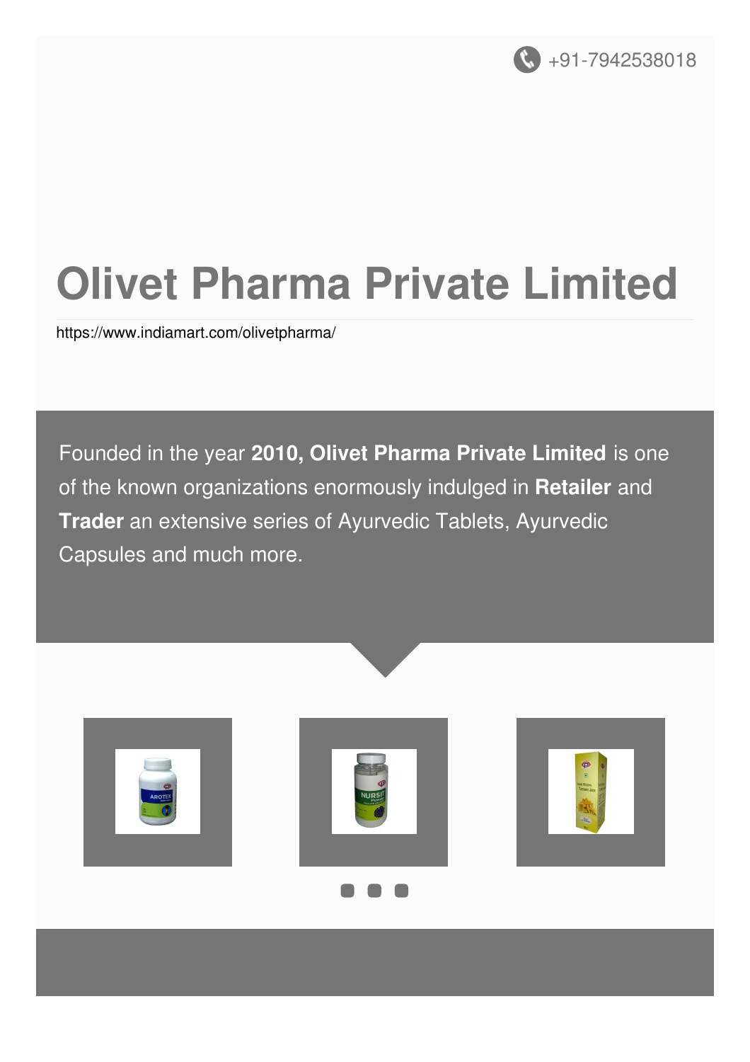+91-7942538018

# Olivet Pharma Private Limited

https://www.indiamart.com/olivetpharma/

Founded in the year **2010, Olivet Pharma Private Limited** is one of the known organizations enormously indulged in **Retailer** and **Trader** an extensive series of Ayurvedic Tablets, Ayurvedic Capsules and much more.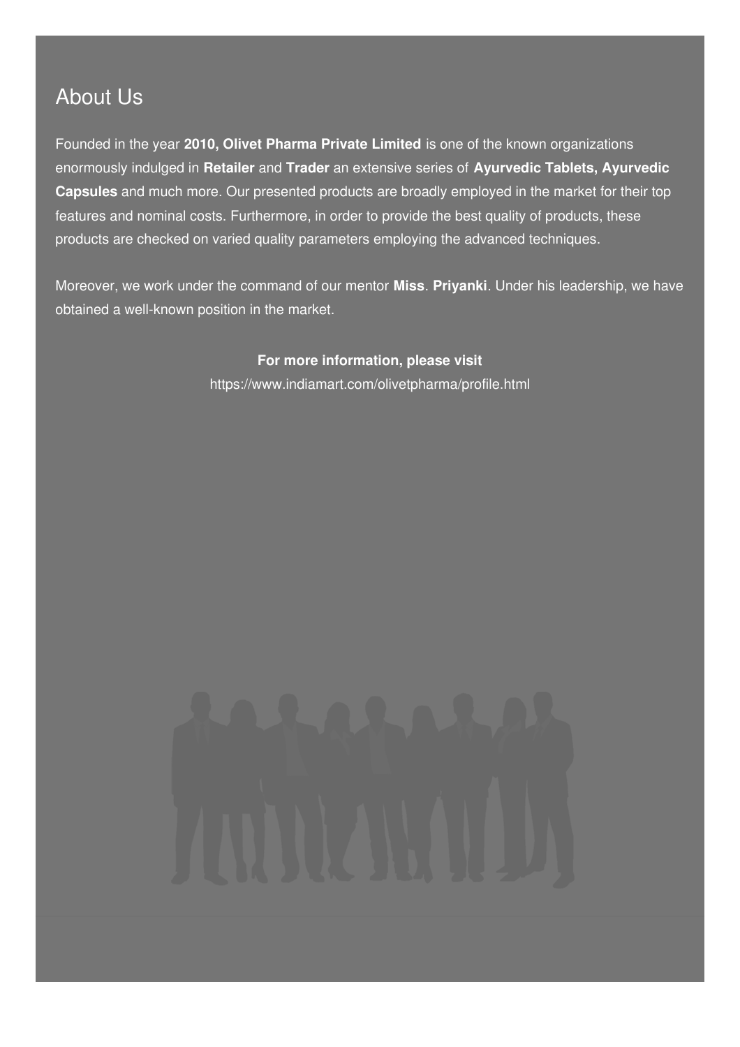## About Us

Founded in the year **2010, Olivet Pharma Private Limited** is one of the known organizations enormously indulged in **Retailer** and **Trader** an extensive series of **Ayurvedic Tablets, Ayurvedic Capsules** and much more. Our presented products are broadly employed in the market for their top features and nominal costs. Furthermore, in order to provide the best quality of products, these products are checked on varied quality parameters employing the advanced techniques.

Moreover, we work under the command of our mentor **Miss**. **Priyanki**. Under his leadership, we have obtained a well-known position in the market.

**For more information, please visit**

https://www.indiamart.com/olivetpharma/profile.html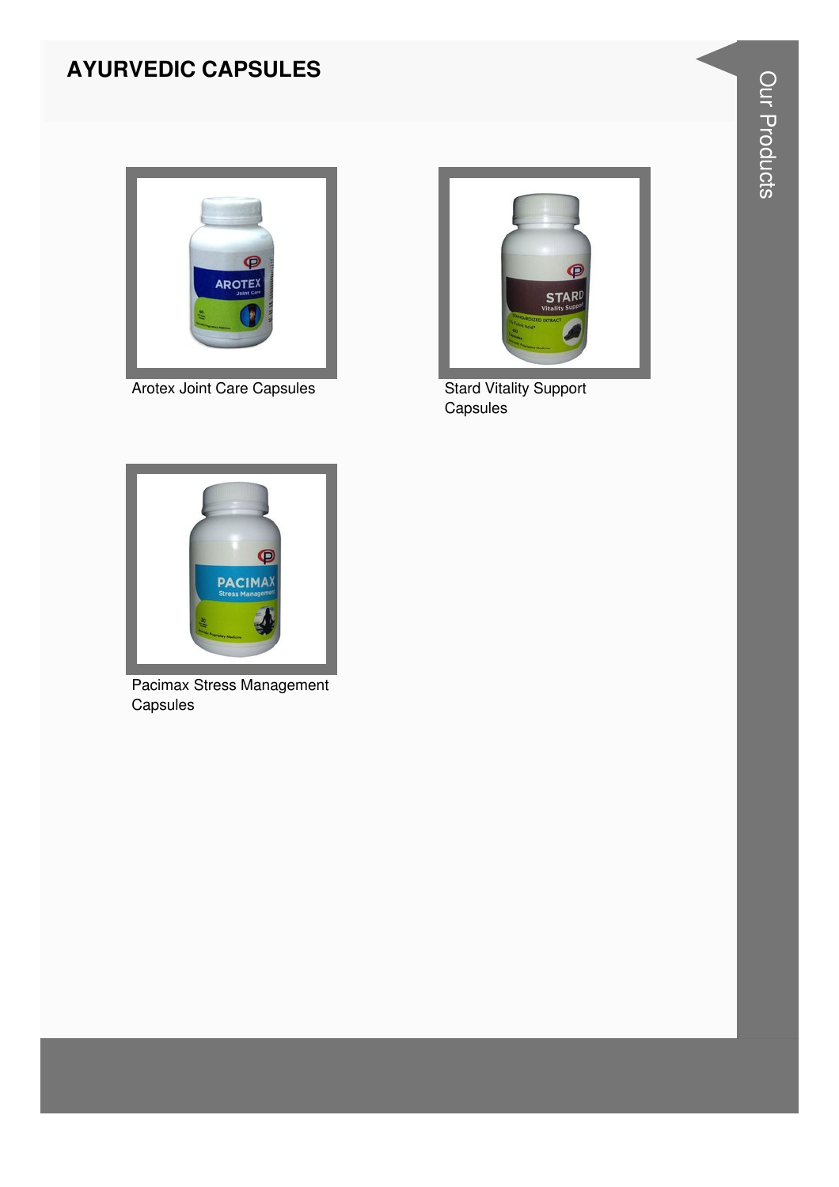# AYURVEDIC CAPSULES

Arotex Joint Care Capsules

Stard Vitality Support Capsules

Pacimax Stress Management Capsules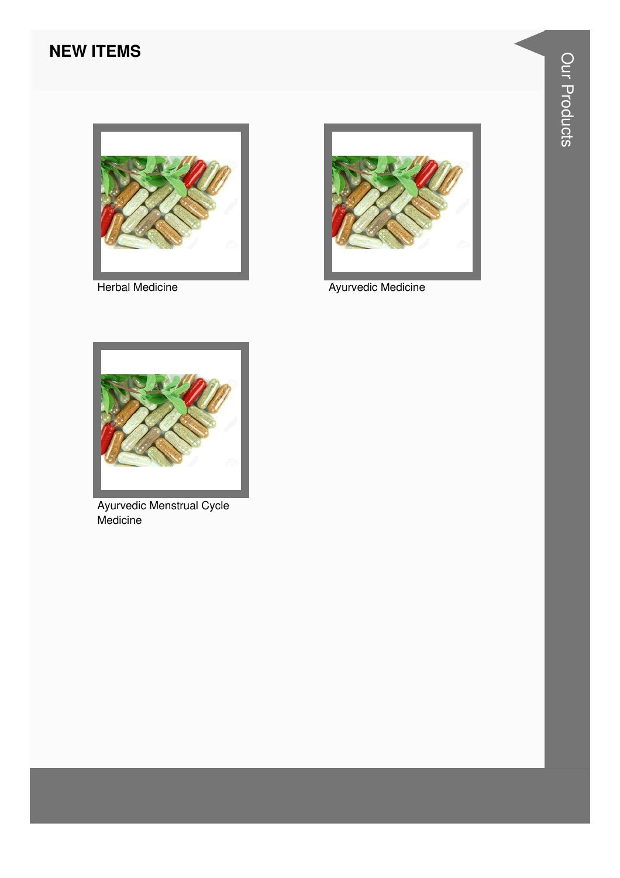## NEW ITEMS

Herbal Medicine

Ayurvedic Medicine

Ayurvedic Menstrual Cycle Medicine

Our Products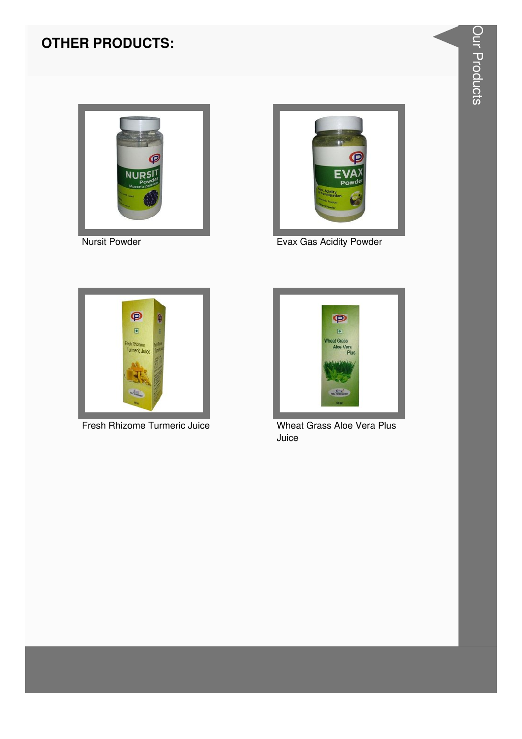## OTHER PRODUCTS:

Nursit Powder

Evax Gas Acidity Powder

Fresh Rhizome Turmeric Juice

Wheat Grass Aloe Vera Plus Juice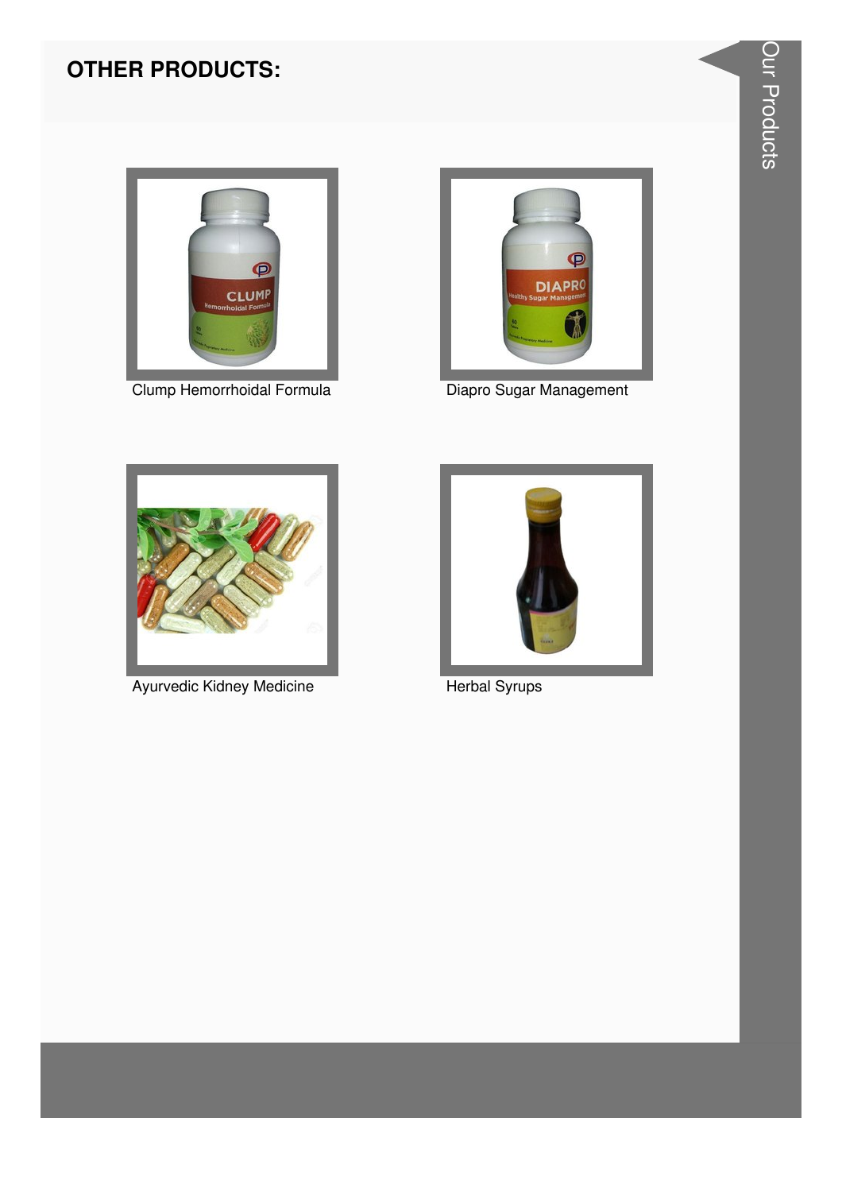## OTHER PRODUCTS:

Clump Hemorrhoidal Formula

Diapro Sugar Management

Ayurvedic Kidney Medicine

Herbal Syrups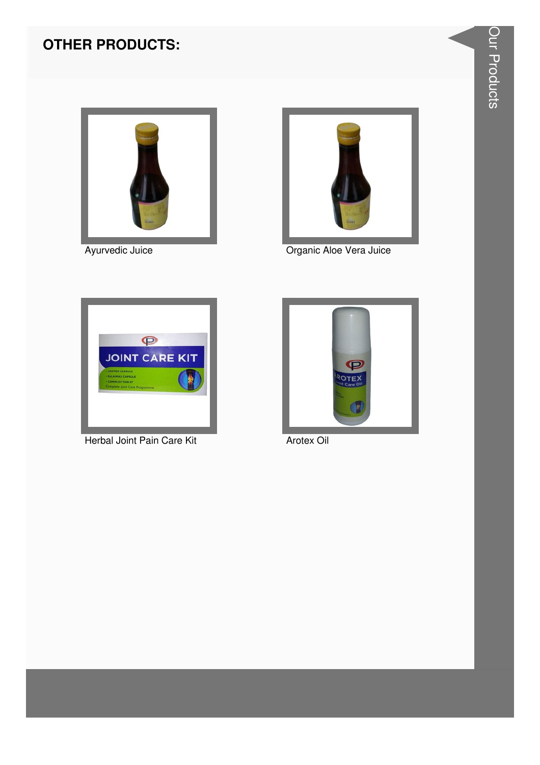## OTHER PRODUCTS:

Ayurvedic Juice

Organic Aloe Vera Juice

Herbal Joint Pain Care Kit

Arotex Oil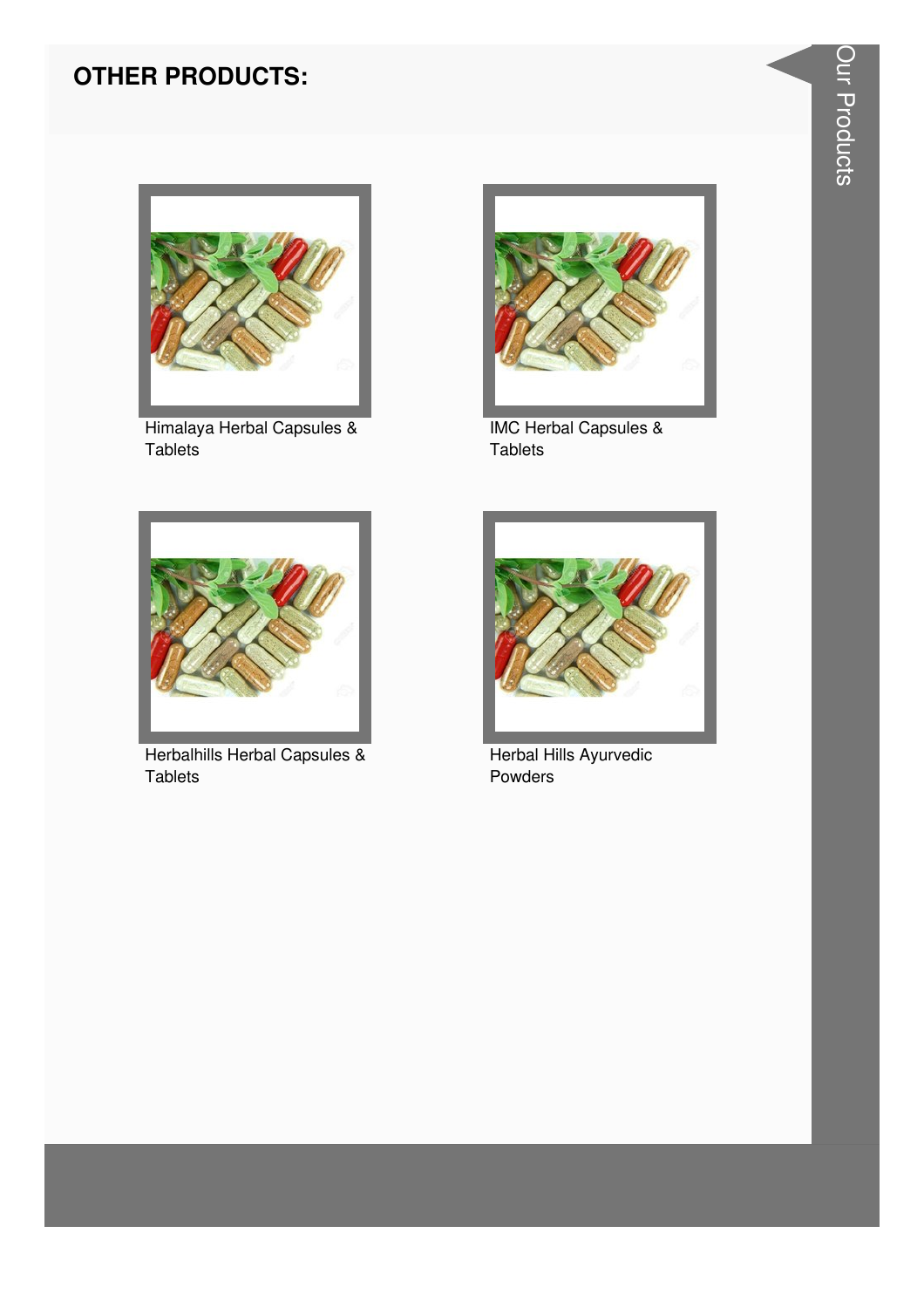## OTHER PRODUCTS:

Himalaya Herbal Capsules & Tablets

IMC Herbal Capsules & Tablets

Herbalhills Herbal Capsules & Tablets

Herbal Hills Ayurvedic Powders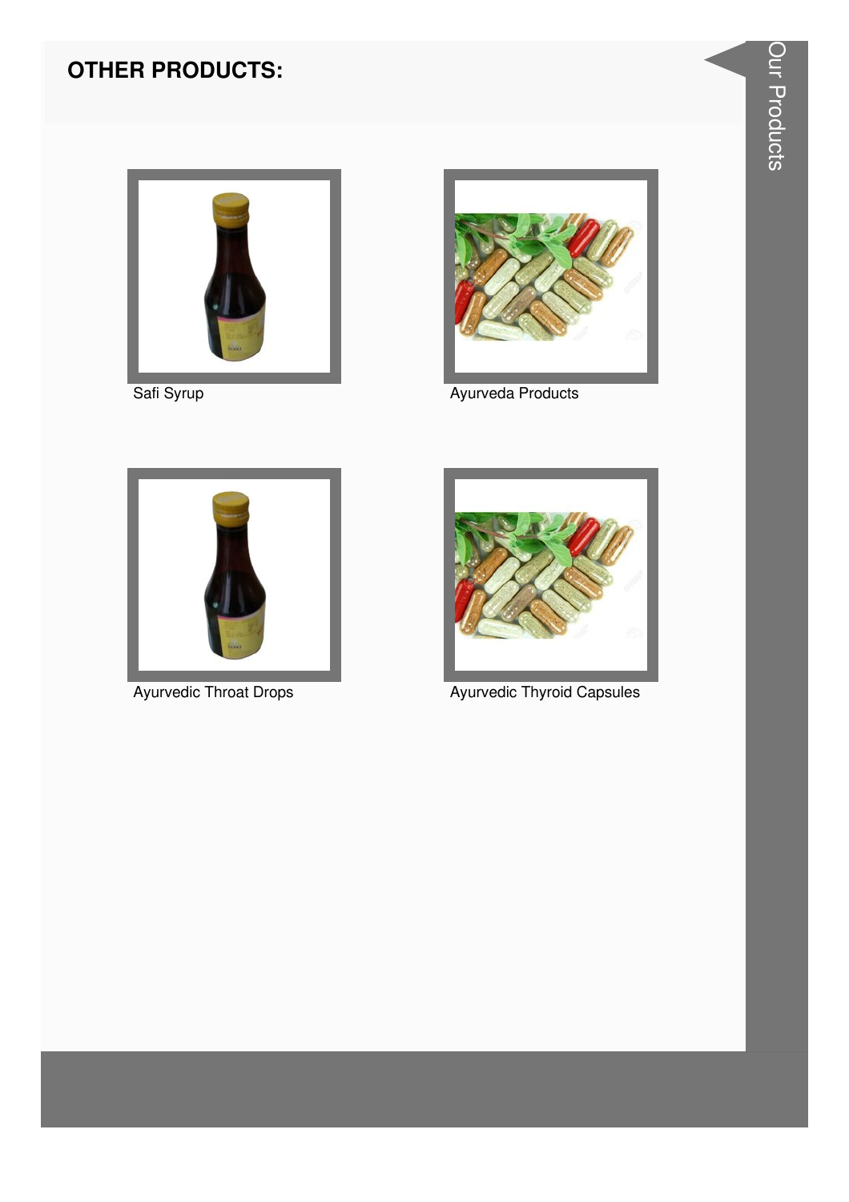## OTHER PRODUCTS:

Safi Syrup

Ayurveda Products

Ayurvedic Throat Drops

Ayurvedic Thyroid Capsules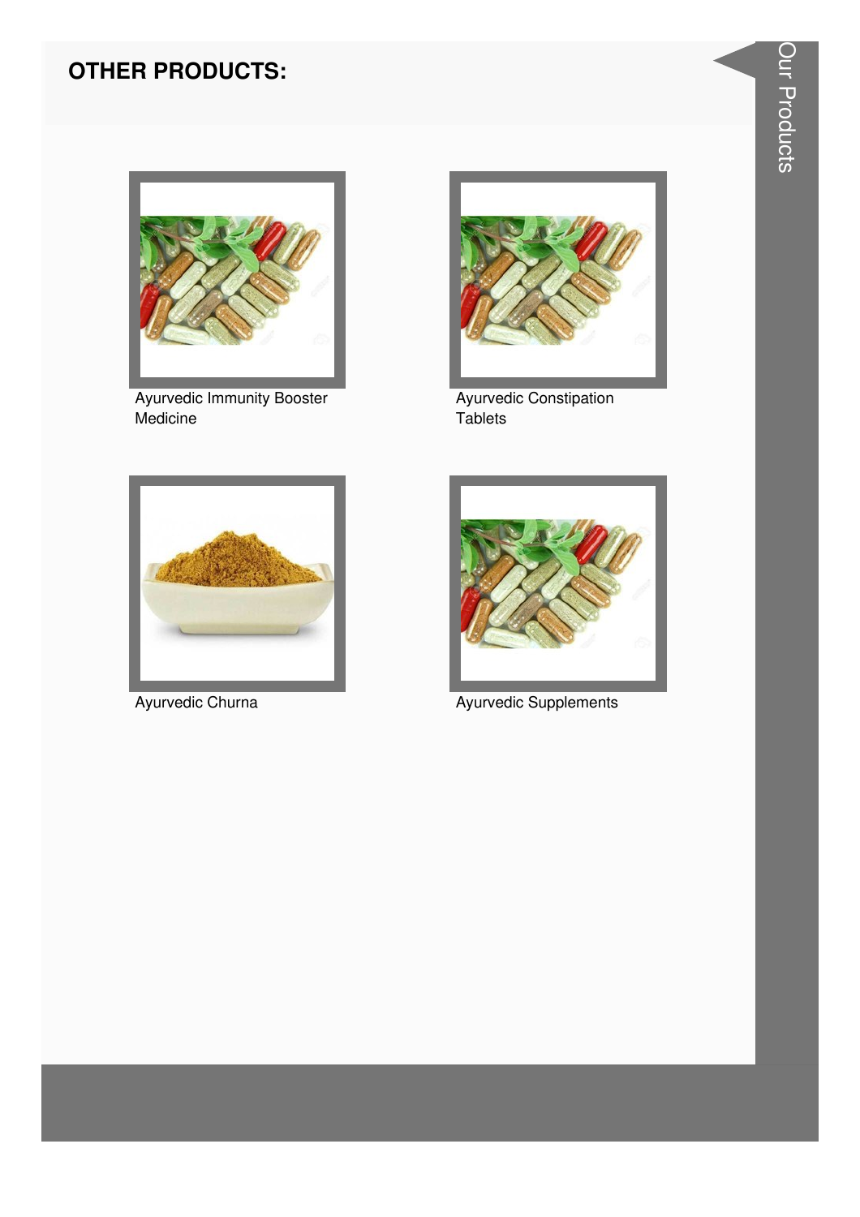## OTHER PRODUCTS:

Ayurvedic Immunity Booster Medicine

Ayurvedic Constipation Tablets

Ayurvedic Churna

Ayurvedic Supplements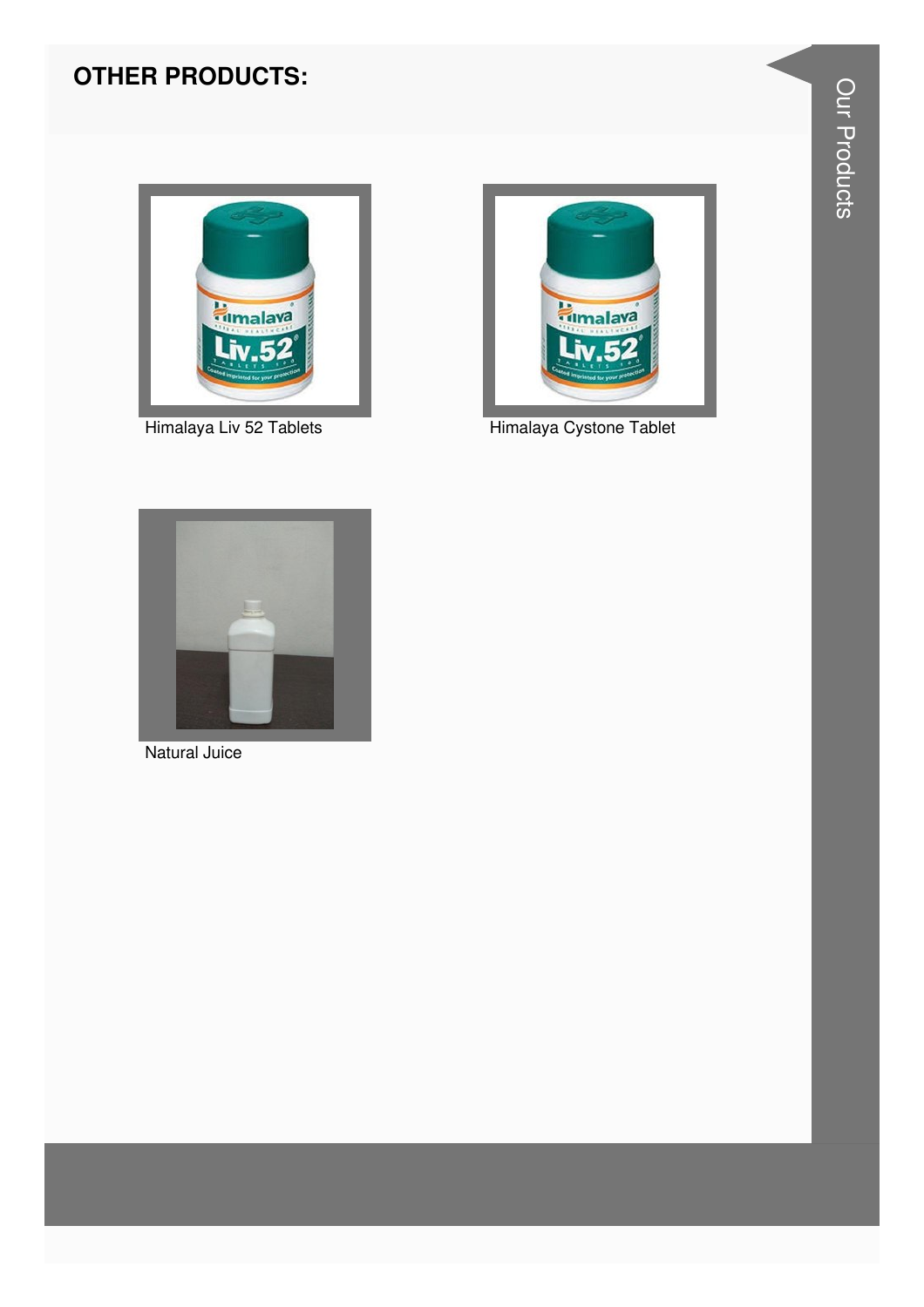## OTHER PRODUCTS:

Himalaya Liv 52 Tablets

Himalaya Cystone Tablet

Natural Juice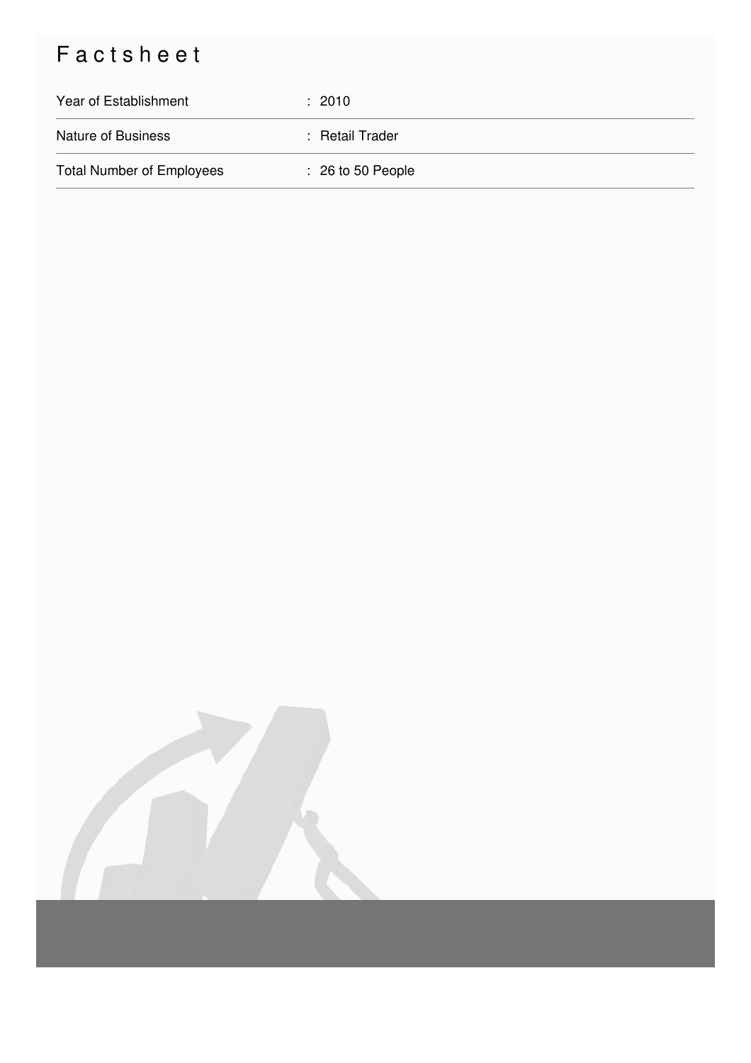# Factsheet

| | |
|---|---|
| Year of Establishment | : 2010 |
| Nature of Business | : Retail Trader |
| Total Number of Employees | : 26 to 50 People |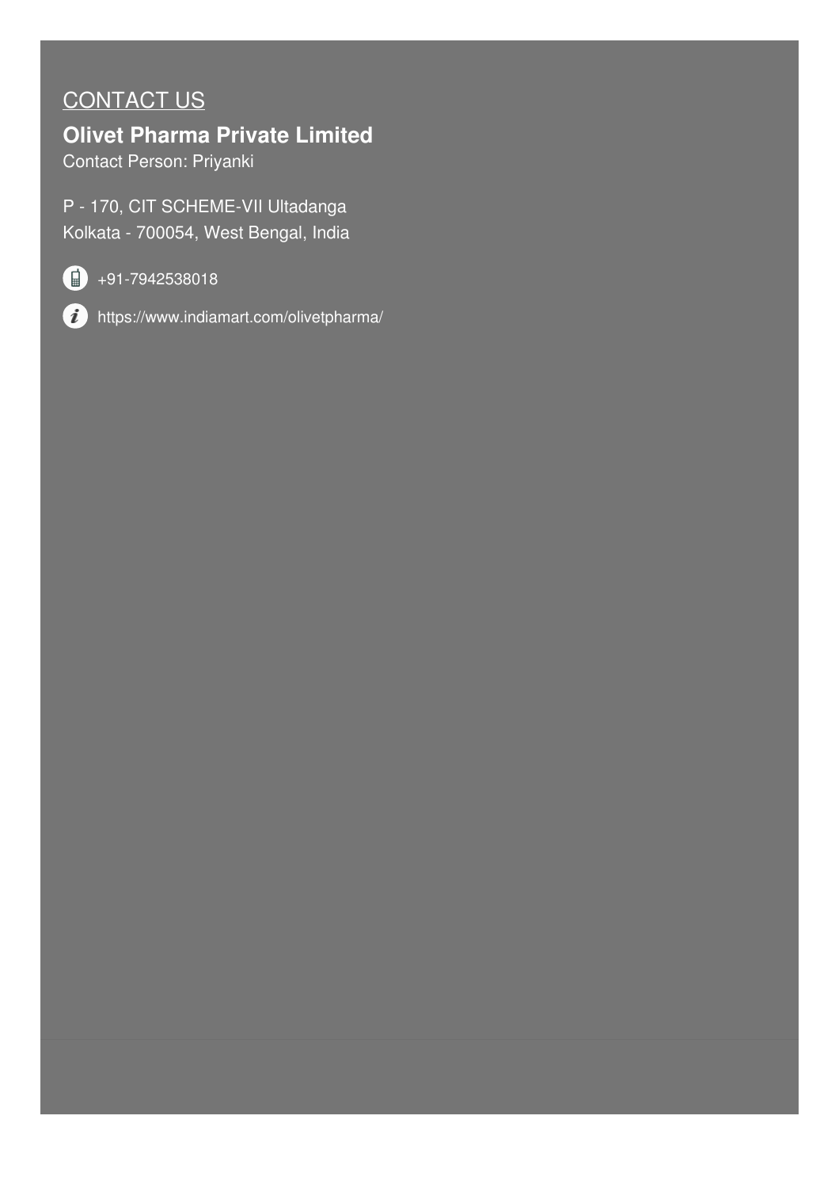## CONTACT US

### Olivet Pharma Private Limited

Contact Person: Priyanki

P - 170, CIT SCHEME-VII Ultadanga
Kolkata - 700054, West Bengal, India

+91-7942538018

https://www.indiamart.com/olivetpharma/